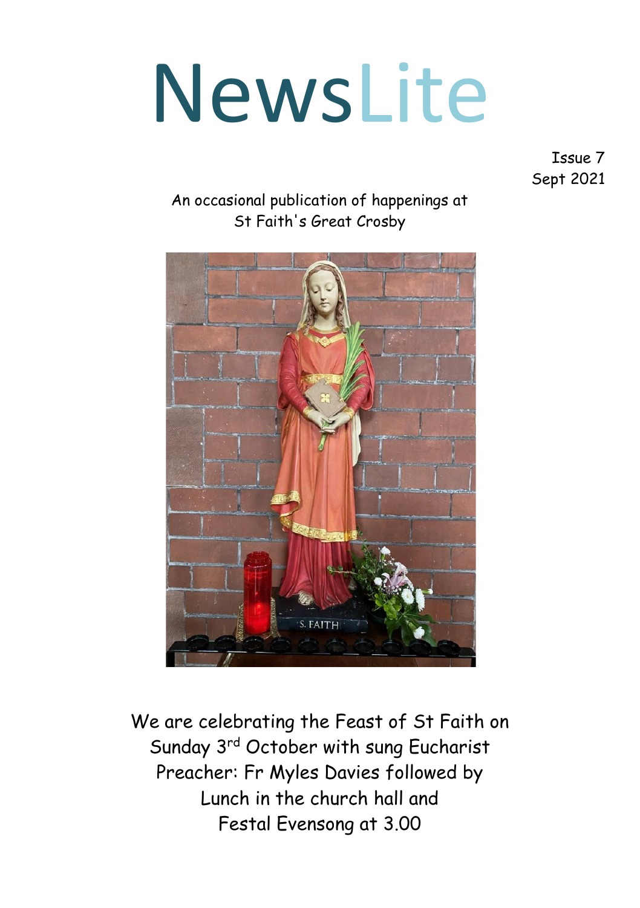# NewsLite

Issue 7
Sept 2021

An occasional publication of happenings at
St Faith's Great Crosby

We are celebrating the Feast of St Faith on Sunday 3rd October with sung Eucharist
Preacher: Fr Myles Davies followed by
Lunch in the church hall and
Festal Evensong at 3.00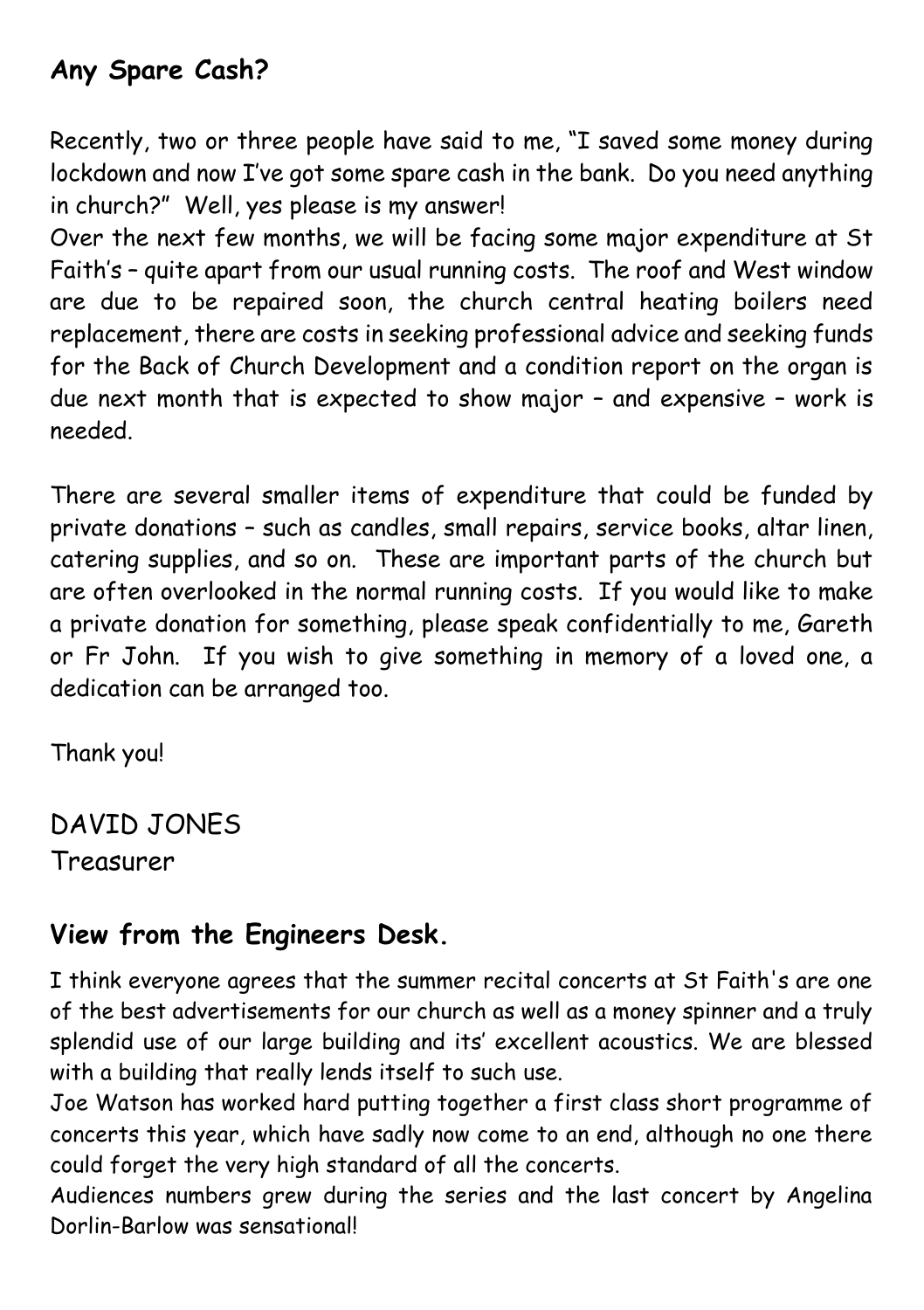## Any Spare Cash?

Recently, two or three people have said to me, "I saved some money during lockdown and now I've got some spare cash in the bank. Do you need anything in church?" Well, yes please is my answer!

Over the next few months, we will be facing some major expenditure at St Faith's – quite apart from our usual running costs. The roof and West window are due to be repaired soon, the church central heating boilers need replacement, there are costs in seeking professional advice and seeking funds for the Back of Church Development and a condition report on the organ is due next month that is expected to show major – and expensive – work is needed.

There are several smaller items of expenditure that could be funded by private donations – such as candles, small repairs, service books, altar linen, catering supplies, and so on. These are important parts of the church but are often overlooked in the normal running costs. If you would like to make a private donation for something, please speak confidentially to me, Gareth or Fr John. If you wish to give something in memory of a loved one, a dedication can be arranged too.

Thank you!

DAVID JONES
Treasurer

## View from the Engineers Desk.

I think everyone agrees that the summer recital concerts at St Faith's are one of the best advertisements for our church as well as a money spinner and a truly splendid use of our large building and its' excellent acoustics. We are blessed with a building that really lends itself to such use.

Joe Watson has worked hard putting together a first class short programme of concerts this year, which have sadly now come to an end, although no one there could forget the very high standard of all the concerts.

Audiences numbers grew during the series and the last concert by Angelina Dorlin-Barlow was sensational!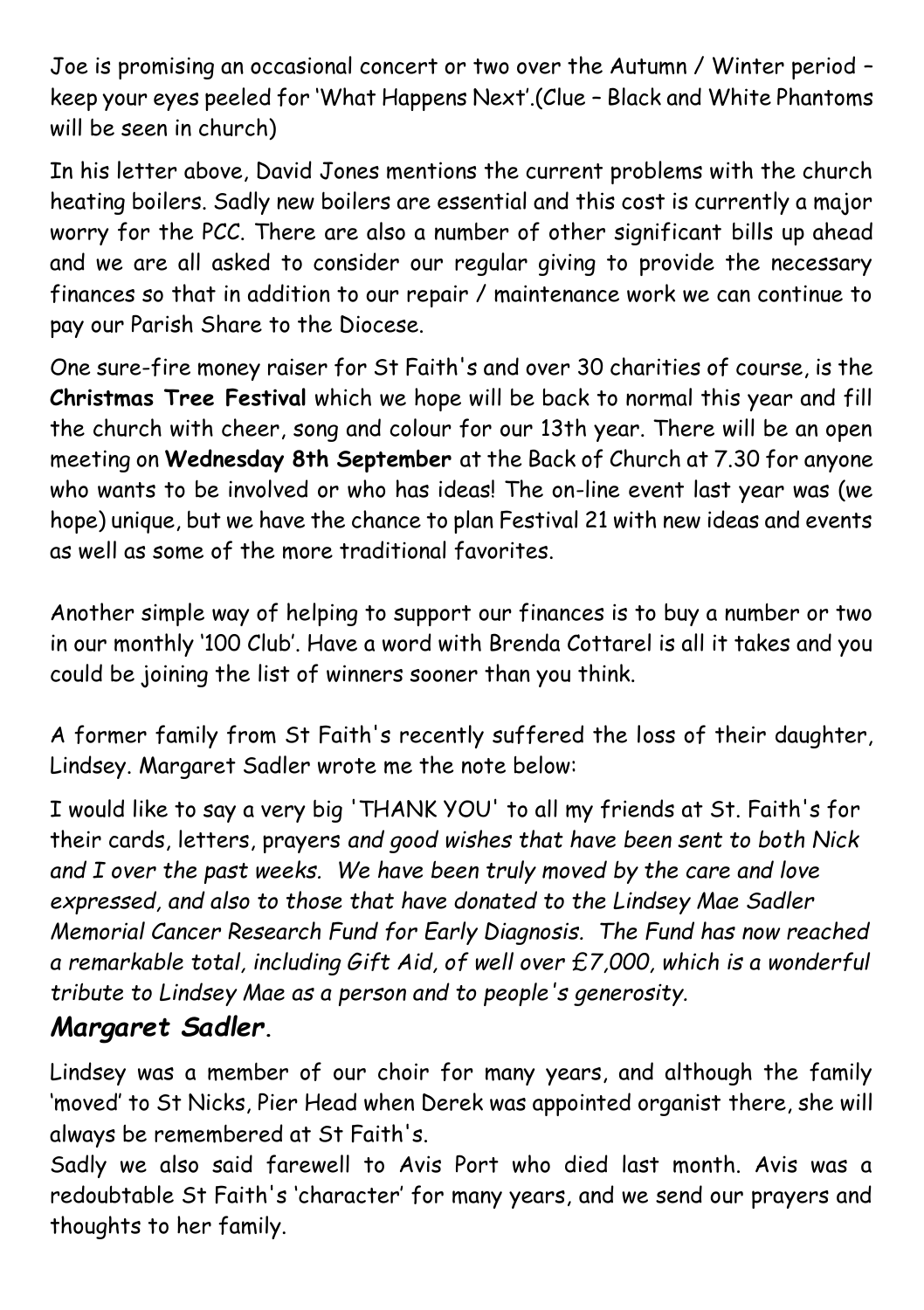Joe is promising an occasional concert or two over the Autumn / Winter period – keep your eyes peeled for 'What Happens Next'.(Clue – Black and White Phantoms will be seen in church)

In his letter above, David Jones mentions the current problems with the church heating boilers. Sadly new boilers are essential and this cost is currently a major worry for the PCC. There are also a number of other significant bills up ahead and we are all asked to consider our regular giving to provide the necessary finances so that in addition to our repair / maintenance work we can continue to pay our Parish Share to the Diocese.

One sure-fire money raiser for St Faith's and over 30 charities of course, is the **Christmas Tree Festival** which we hope will be back to normal this year and fill the church with cheer, song and colour for our 13th year. There will be an open meeting on **Wednesday 8th September** at the Back of Church at 7.30 for anyone who wants to be involved or who has ideas! The on-line event last year was (we hope) unique, but we have the chance to plan Festival 21 with new ideas and events as well as some of the more traditional favorites.

Another simple way of helping to support our finances is to buy a number or two in our monthly '100 Club'. Have a word with Brenda Cottarel is all it takes and you could be joining the list of winners sooner than you think.

A former family from St Faith's recently suffered the loss of their daughter, Lindsey. Margaret Sadler wrote me the note below:

I would like to say a very big 'THANK YOU' to all my friends at St. Faith's for their cards, letters, prayers *and good wishes that have been sent to both Nick and I over the past weeks. We have been truly moved by the care and love expressed, and also to those that have donated to the Lindsey Mae Sadler Memorial Cancer Research Fund for Early Diagnosis. The Fund has now reached a remarkable total, including Gift Aid, of well over £7,000, which is a wonderful tribute to Lindsey Mae as a person and to people's generosity.*

***Margaret Sadler*.**

Lindsey was a member of our choir for many years, and although the family 'moved' to St Nicks, Pier Head when Derek was appointed organist there, she will always be remembered at St Faith's.

Sadly we also said farewell to Avis Port who died last month. Avis was a redoubtable St Faith's 'character' for many years, and we send our prayers and thoughts to her family.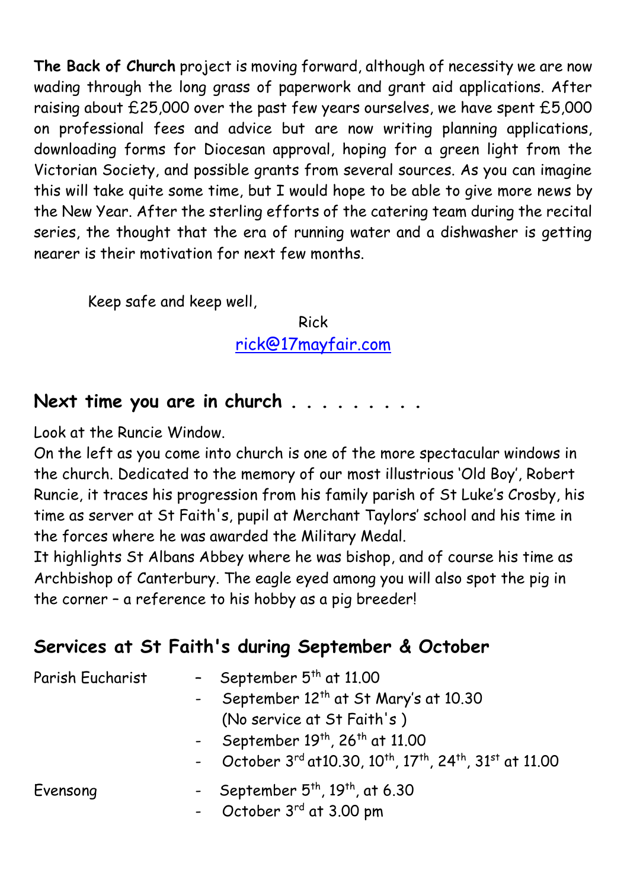**The Back of Church** project is moving forward, although of necessity we are now wading through the long grass of paperwork and grant aid applications. After raising about £25,000 over the past few years ourselves, we have spent £5,000 on professional fees and advice but are now writing planning applications, downloading forms for Diocesan approval, hoping for a green light from the Victorian Society, and possible grants from several sources. As you can imagine this will take quite some time, but I would hope to be able to give more news by the New Year. After the sterling efforts of the catering team during the recital series, the thought that the era of running water and a dishwasher is getting nearer is their motivation for next few months.

Keep safe and keep well,

Rick
rick@17mayfair.com

## Next time you are in church . . . . . . . . .

Look at the Runcie Window.
On the left as you come into church is one of the more spectacular windows in the church. Dedicated to the memory of our most illustrious 'Old Boy', Robert Runcie, it traces his progression from his family parish of St Luke's Crosby, his time as server at St Faith's, pupil at Merchant Taylors' school and his time in the forces where he was awarded the Military Medal.
It highlights St Albans Abbey where he was bishop, and of course his time as Archbishop of Canterbury. The eagle eyed among you will also spot the pig in the corner – a reference to his hobby as a pig breeder!

## Services at St Faith's during September & October

Parish Eucharist
- September 5th at 11.00
- September 12th at St Mary's at 10.30 (No service at St Faith's )
- September 19th, 26th at 11.00
- October 3rd at10.30, 10th, 17th, 24th, 31st at 11.00

Evensong
- September 5th, 19th, at 6.30
- October 3rd at 3.00 pm